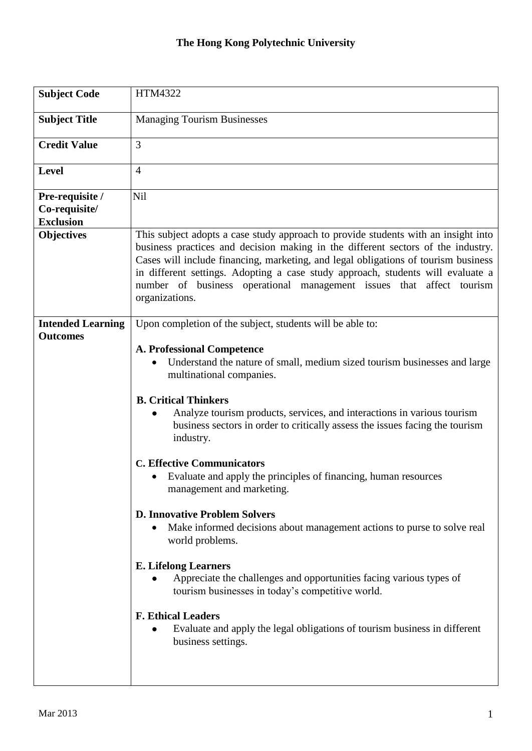# The Hong Kong Polytechnic University

| | |
|---|---|
| **Subject Code** | HTM4322 |
| **Subject Title** | Managing Tourism Businesses |
| **Credit Value** | 3 |
| **Level** | 4 |
| **Pre-requisite / Co-requisite/ Exclusion** | Nil |
| **Objectives** | This subject adopts a case study approach to provide students with an insight into business practices and decision making in the different sectors of the industry. Cases will include financing, marketing, and legal obligations of tourism business in different settings. Adopting a case study approach, students will evaluate a number of business operational management issues that affect tourism organizations. |
| **Intended Learning Outcomes** | Upon completion of the subject, students will be able to:<br><br>**A. Professional Competence**<br>• Understand the nature of small, medium sized tourism businesses and large multinational companies.<br><br>**B. Critical Thinkers**<br>• Analyze tourism products, services, and interactions in various tourism business sectors in order to critically assess the issues facing the tourism industry.<br><br>**C. Effective Communicators**<br>• Evaluate and apply the principles of financing, human resources management and marketing.<br><br>**D. Innovative Problem Solvers**<br>• Make informed decisions about management actions to purse to solve real world problems.<br><br>**E. Lifelong Learners**<br>• Appreciate the challenges and opportunities facing various types of tourism businesses in today's competitive world.<br><br>**F. Ethical Leaders**<br>• Evaluate and apply the legal obligations of tourism business in different business settings. |

Mar 2013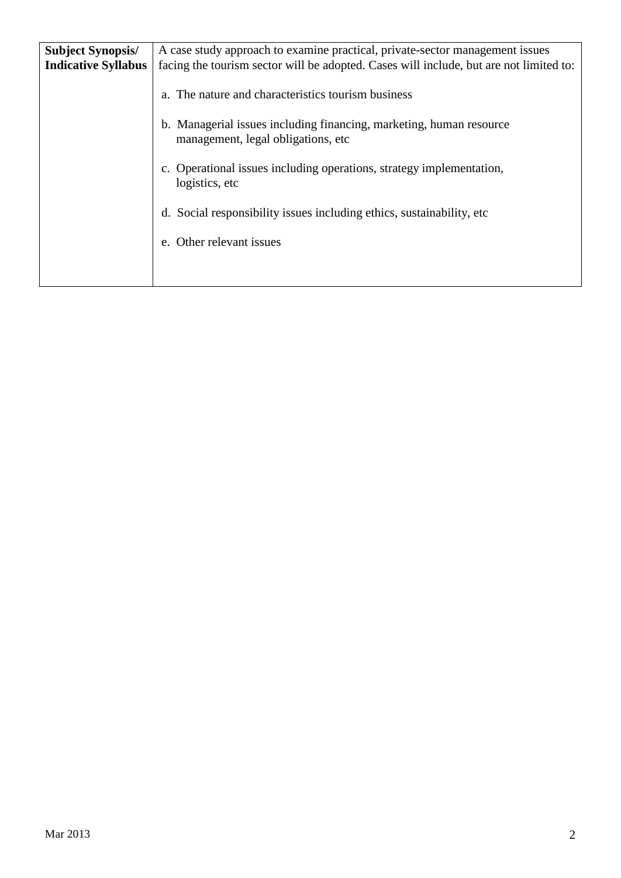| | |
|---|---|
| **Subject Synopsis/ Indicative Syllabus** | A case study approach to examine practical, private-sector management issues facing the tourism sector will be adopted. Cases will include, but are not limited to:<br><br>a. The nature and characteristics tourism business<br><br>b. Managerial issues including financing, marketing, human resource management, legal obligations, etc<br><br>c. Operational issues including operations, strategy implementation, logistics, etc<br><br>d. Social responsibility issues including ethics, sustainability, etc<br><br>e. Other relevant issues |

Mar 2013